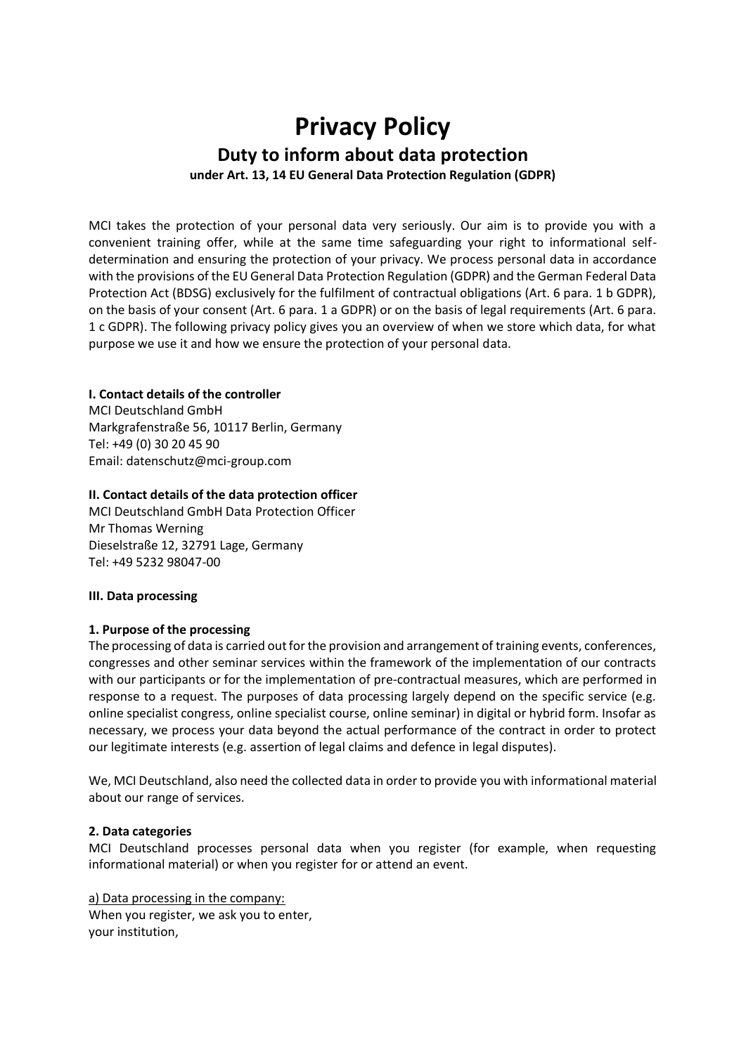# Privacy Policy

## Duty to inform about data protection

**under Art. 13, 14 EU General Data Protection Regulation (GDPR)**

MCI takes the protection of your personal data very seriously. Our aim is to provide you with a convenient training offer, while at the same time safeguarding your right to informational self-determination and ensuring the protection of your privacy. We process personal data in accordance with the provisions of the EU General Data Protection Regulation (GDPR) and the German Federal Data Protection Act (BDSG) exclusively for the fulfilment of contractual obligations (Art. 6 para. 1 b GDPR), on the basis of your consent (Art. 6 para. 1 a GDPR) or on the basis of legal requirements (Art. 6 para. 1 c GDPR). The following privacy policy gives you an overview of when we store which data, for what purpose we use it and how we ensure the protection of your personal data.

**I. Contact details of the controller**

MCI Deutschland GmbH
Markgrafenstraße 56, 10117 Berlin, Germany
Tel: +49 (0) 30 20 45 90
Email: datenschutz@mci-group.com

**II. Contact details of the data protection officer**

MCI Deutschland GmbH Data Protection Officer
Mr Thomas Werning
Dieselstraße 12, 32791 Lage, Germany
Tel: +49 5232 98047-00

**III. Data processing**

**1. Purpose of the processing**

The processing of data is carried out for the provision and arrangement of training events, conferences, congresses and other seminar services within the framework of the implementation of our contracts with our participants or for the implementation of pre-contractual measures, which are performed in response to a request. The purposes of data processing largely depend on the specific service (e.g. online specialist congress, online specialist course, online seminar) in digital or hybrid form. Insofar as necessary, we process your data beyond the actual performance of the contract in order to protect our legitimate interests (e.g. assertion of legal claims and defence in legal disputes).

We, MCI Deutschland, also need the collected data in order to provide you with informational material about our range of services.

**2. Data categories**

MCI Deutschland processes personal data when you register (for example, when requesting informational material) or when you register for or attend an event.

a) Data processing in the company:

When you register, we ask you to enter,
your institution,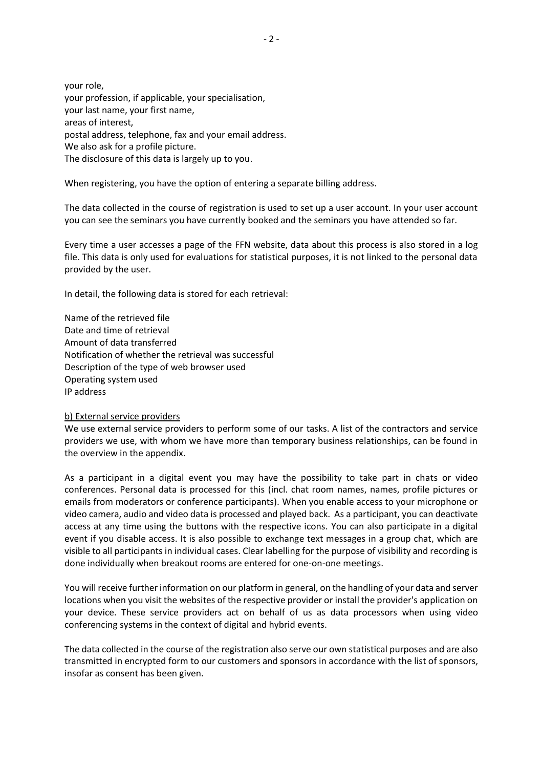your role,
your profession, if applicable, your specialisation,
your last name, your first name,
areas of interest,
postal address, telephone, fax and your email address.
We also ask for a profile picture.
The disclosure of this data is largely up to you.

When registering, you have the option of entering a separate billing address.

The data collected in the course of registration is used to set up a user account. In your user account you can see the seminars you have currently booked and the seminars you have attended so far.

Every time a user accesses a page of the FFN website, data about this process is also stored in a log file. This data is only used for evaluations for statistical purposes, it is not linked to the personal data provided by the user.

In detail, the following data is stored for each retrieval:

Name of the retrieved file
Date and time of retrieval
Amount of data transferred
Notification of whether the retrieval was successful
Description of the type of web browser used
Operating system used
IP address

<u>b) External service providers</u>

We use external service providers to perform some of our tasks. A list of the contractors and service providers we use, with whom we have more than temporary business relationships, can be found in the overview in the appendix.

As a participant in a digital event you may have the possibility to take part in chats or video conferences. Personal data is processed for this (incl. chat room names, names, profile pictures or emails from moderators or conference participants). When you enable access to your microphone or video camera, audio and video data is processed and played back. As a participant, you can deactivate access at any time using the buttons with the respective icons. You can also participate in a digital event if you disable access. It is also possible to exchange text messages in a group chat, which are visible to all participants in individual cases. Clear labelling for the purpose of visibility and recording is done individually when breakout rooms are entered for one-on-one meetings.

You will receive further information on our platform in general, on the handling of your data and server locations when you visit the websites of the respective provider or install the provider's application on your device. These service providers act on behalf of us as data processors when using video conferencing systems in the context of digital and hybrid events.

The data collected in the course of the registration also serve our own statistical purposes and are also transmitted in encrypted form to our customers and sponsors in accordance with the list of sponsors, insofar as consent has been given.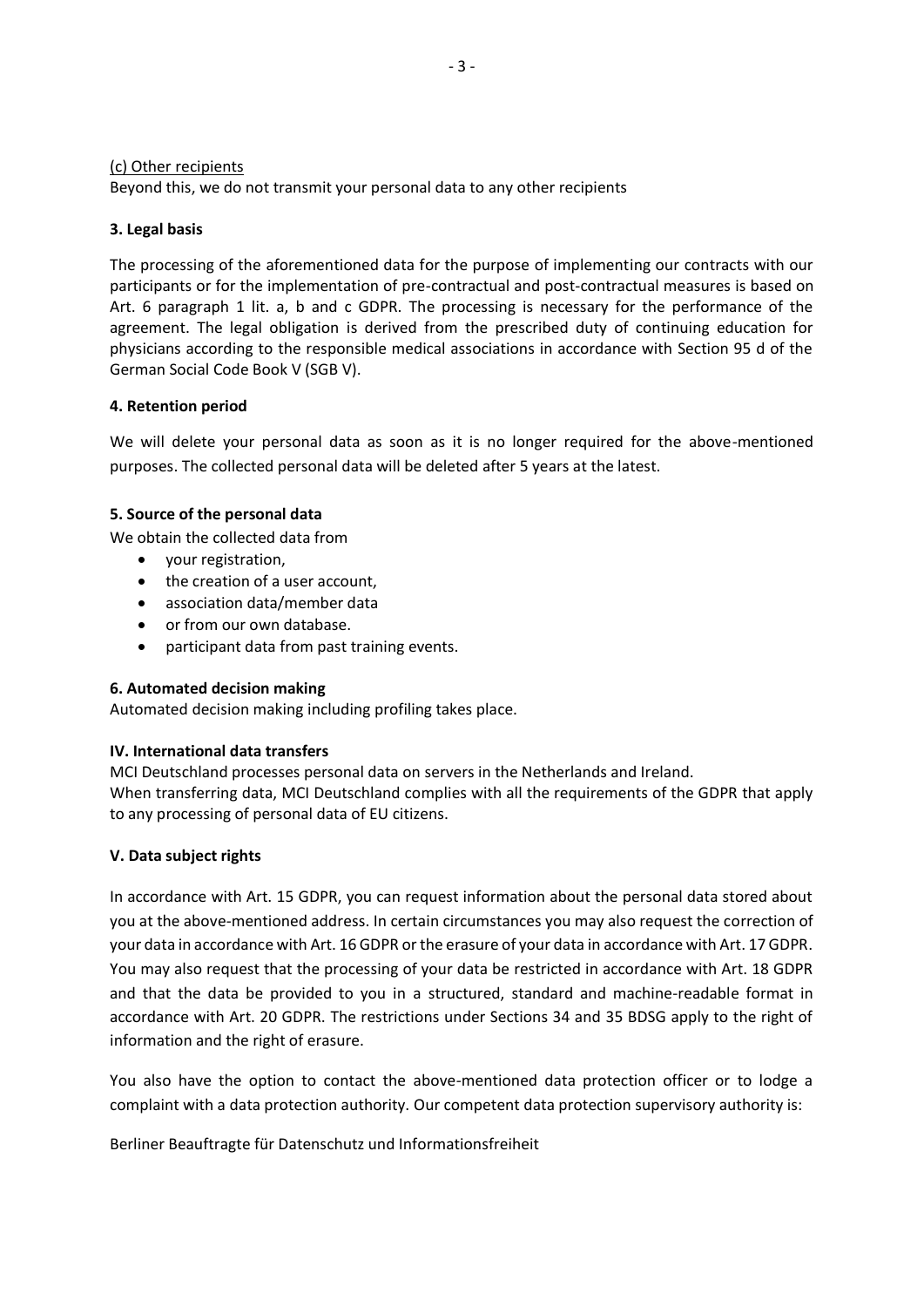(c) Other recipients

Beyond this, we do not transmit your personal data to any other recipients

### 3. Legal basis

The processing of the aforementioned data for the purpose of implementing our contracts with our participants or for the implementation of pre-contractual and post-contractual measures is based on Art. 6 paragraph 1 lit. a, b and c GDPR. The processing is necessary for the performance of the agreement. The legal obligation is derived from the prescribed duty of continuing education for physicians according to the responsible medical associations in accordance with Section 95 d of the German Social Code Book V (SGB V).

### 4. Retention period

We will delete your personal data as soon as it is no longer required for the above-mentioned purposes. The collected personal data will be deleted after 5 years at the latest.

### 5. Source of the personal data

We obtain the collected data from

- your registration,
- the creation of a user account,
- association data/member data
- or from our own database.
- participant data from past training events.

### 6. Automated decision making

Automated decision making including profiling takes place.

## IV. International data transfers

MCI Deutschland processes personal data on servers in the Netherlands and Ireland.
When transferring data, MCI Deutschland complies with all the requirements of the GDPR that apply to any processing of personal data of EU citizens.

## V. Data subject rights

In accordance with Art. 15 GDPR, you can request information about the personal data stored about you at the above-mentioned address. In certain circumstances you may also request the correction of your data in accordance with Art. 16 GDPR or the erasure of your data in accordance with Art. 17 GDPR. You may also request that the processing of your data be restricted in accordance with Art. 18 GDPR and that the data be provided to you in a structured, standard and machine-readable format in accordance with Art. 20 GDPR. The restrictions under Sections 34 and 35 BDSG apply to the right of information and the right of erasure.

You also have the option to contact the above-mentioned data protection officer or to lodge a complaint with a data protection authority. Our competent data protection supervisory authority is:

Berliner Beauftragte für Datenschutz und Informationsfreiheit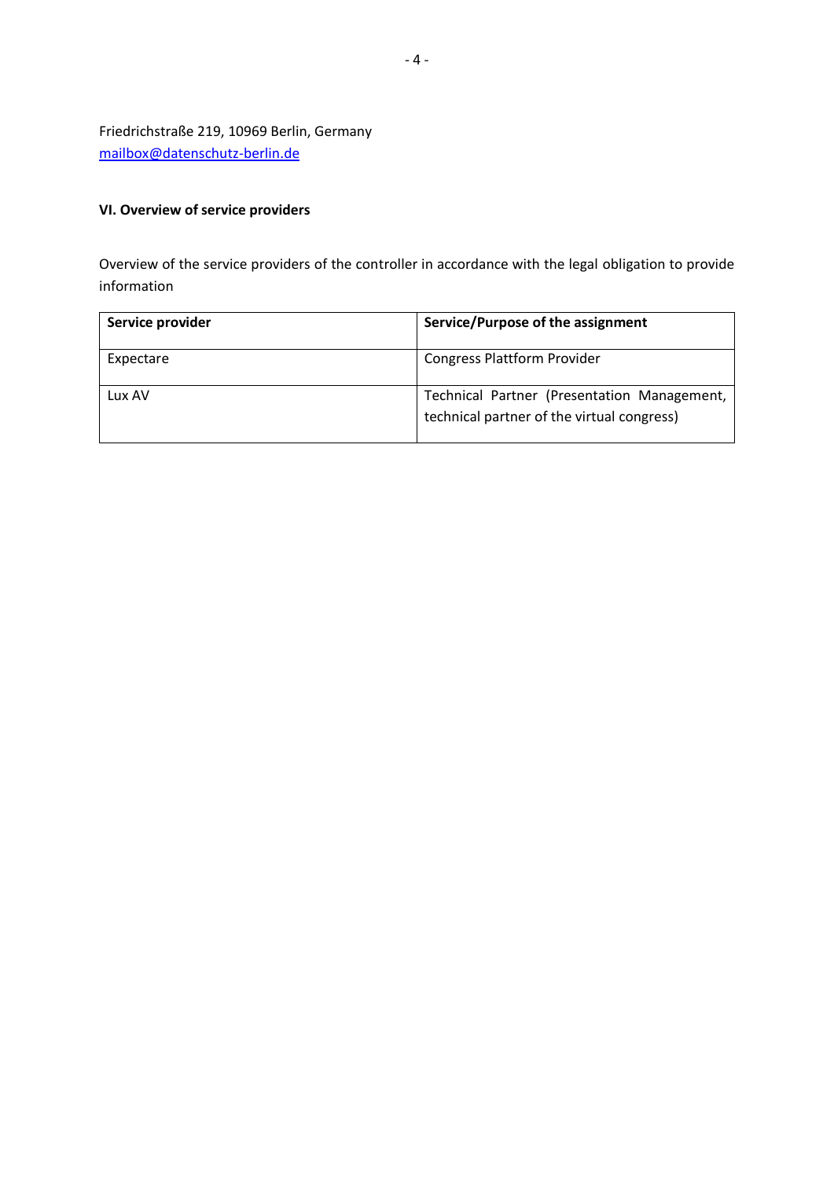Friedrichstraße 219, 10969 Berlin, Germany
mailbox@datenschutz-berlin.de

**VI. Overview of service providers**

Overview of the service providers of the controller in accordance with the legal obligation to provide information

| **Service provider** | **Service/Purpose of the assignment** |
| --- | --- |
| Expectare | Congress Plattform Provider |
| Lux AV | Technical Partner (Presentation Management, technical partner of the virtual congress) |